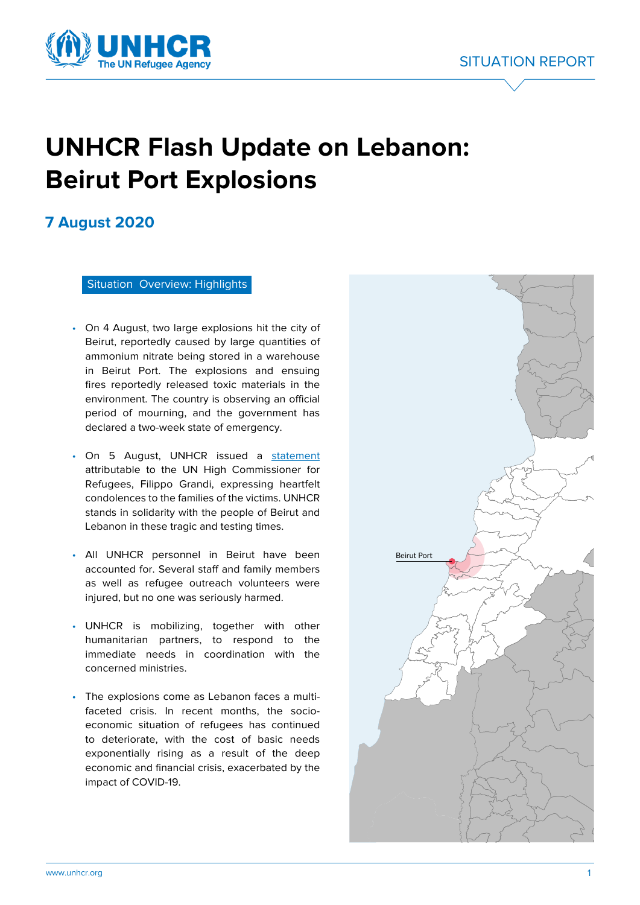SITUATION REPORT

# UNHCR Flash Update on Lebanon: Beirut Port Explosions

## 7 August 2020

### Situation Overview: Highlights

- On 4 August, two large explosions hit the city of Beirut, reportedly caused by large quantities of ammonium nitrate being stored in a warehouse in Beirut Port. The explosions and ensuing fires reportedly released toxic materials in the environment. The country is observing an official period of mourning, and the government has declared a two-week state of emergency.

- On 5 August, UNHCR issued a statement attributable to the UN High Commissioner for Refugees, Filippo Grandi, expressing heartfelt condolences to the families of the victims. UNHCR stands in solidarity with the people of Beirut and Lebanon in these tragic and testing times.

- All UNHCR personnel in Beirut have been accounted for. Several staff and family members as well as refugee outreach volunteers were injured, but no one was seriously harmed.

- UNHCR is mobilizing, together with other humanitarian partners, to respond to the immediate needs in coordination with the concerned ministries.

- The explosions come as Lebanon faces a multi-faceted crisis. In recent months, the socio-economic situation of refugees has continued to deteriorate, with the cost of basic needs exponentially rising as a result of the deep economic and financial crisis, exacerbated by the impact of COVID-19.

Beirut Port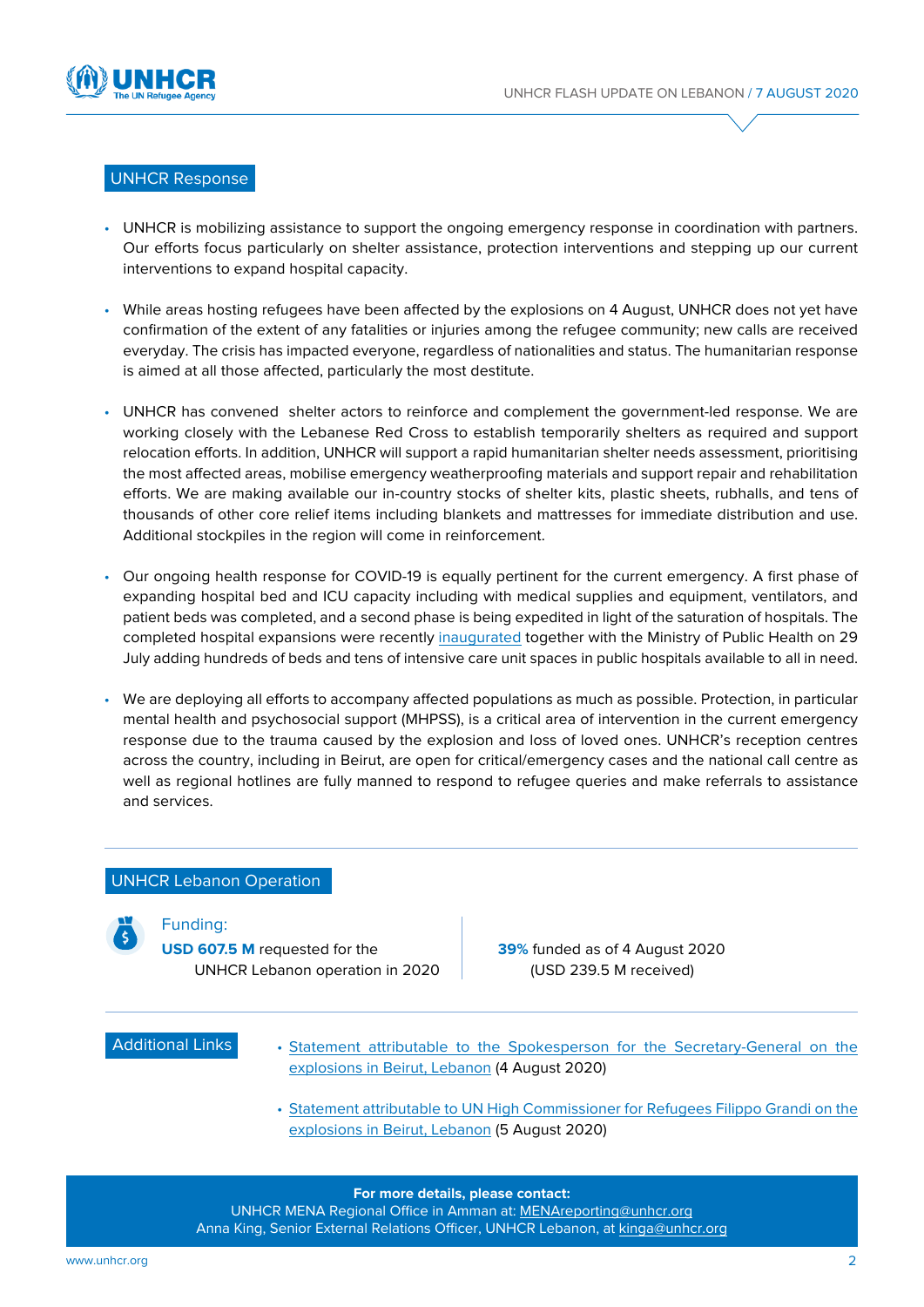## UNHCR Response

- UNHCR is mobilizing assistance to support the ongoing emergency response in coordination with partners. Our efforts focus particularly on shelter assistance, protection interventions and stepping up our current interventions to expand hospital capacity.

- While areas hosting refugees have been affected by the explosions on 4 August, UNHCR does not yet have confirmation of the extent of any fatalities or injuries among the refugee community; new calls are received everyday. The crisis has impacted everyone, regardless of nationalities and status. The humanitarian response is aimed at all those affected, particularly the most destitute.

- UNHCR has convened shelter actors to reinforce and complement the government-led response. We are working closely with the Lebanese Red Cross to establish temporarily shelters as required and support relocation efforts. In addition, UNHCR will support a rapid humanitarian shelter needs assessment, prioritising the most affected areas, mobilise emergency weatherproofing materials and support repair and rehabilitation efforts. We are making available our in-country stocks of shelter kits, plastic sheets, rubhalls, and tens of thousands of other core relief items including blankets and mattresses for immediate distribution and use. Additional stockpiles in the region will come in reinforcement.

- Our ongoing health response for COVID-19 is equally pertinent for the current emergency. A first phase of expanding hospital bed and ICU capacity including with medical supplies and equipment, ventilators, and patient beds was completed, and a second phase is being expedited in light of the saturation of hospitals. The completed hospital expansions were recently inaugurated together with the Ministry of Public Health on 29 July adding hundreds of beds and tens of intensive care unit spaces in public hospitals available to all in need.

- We are deploying all efforts to accompany affected populations as much as possible. Protection, in particular mental health and psychosocial support (MHPSS), is a critical area of intervention in the current emergency response due to the trauma caused by the explosion and loss of loved ones. UNHCR's reception centres across the country, including in Beirut, are open for critical/emergency cases and the national call centre as well as regional hotlines are fully manned to respond to refugee queries and make referrals to assistance and services.

## UNHCR Lebanon Operation

Funding:

**USD 607.5 M** requested for the UNHCR Lebanon operation in 2020

**39%** funded as of 4 August 2020 (USD 239.5 M received)

## Additional Links

- Statement attributable to the Spokesperson for the Secretary-General on the explosions in Beirut, Lebanon (4 August 2020)

- Statement attributable to UN High Commissioner for Refugees Filippo Grandi on the explosions in Beirut, Lebanon (5 August 2020)

**For more details, please contact:**
UNHCR MENA Regional Office in Amman at: MENAreporting@unhcr.org
Anna King, Senior External Relations Officer, UNHCR Lebanon, at kinga@unhcr.org